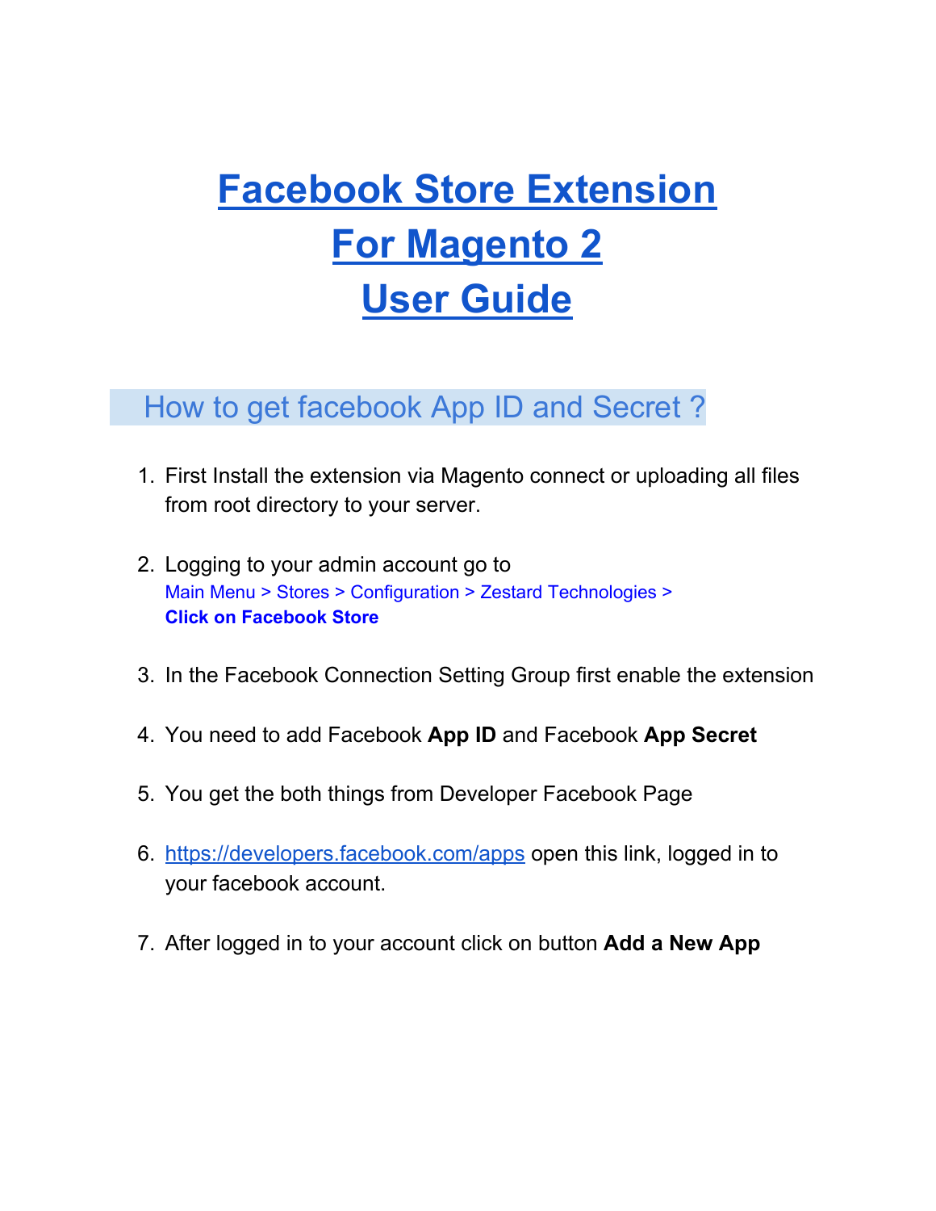# Facebook Store Extension For Magento 2 User Guide

## How to get facebook App ID and Secret ?

1. First Install the extension via Magento connect or uploading all files from root directory to your server.

2. Logging to your admin account go to
   Main Menu > Stores > Configuration > Zestard Technologies >
   **Click on Facebook Store**

3. In the Facebook Connection Setting Group first enable the extension

4. You need to add Facebook **App ID** and Facebook **App Secret**

5. You get the both things from Developer Facebook Page

6. https://developers.facebook.com/apps open this link, logged in to your facebook account.

7. After logged in to your account click on button **Add a New App**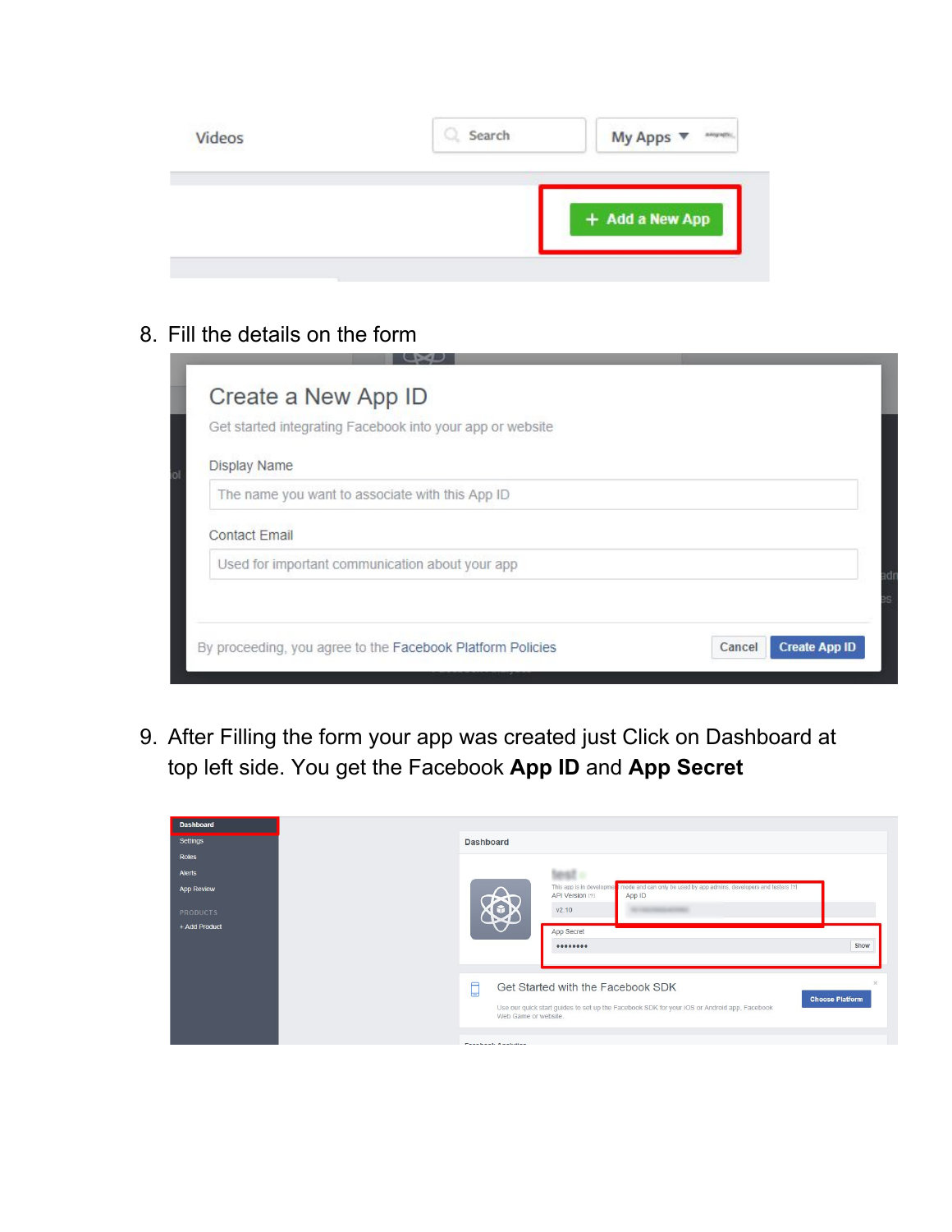8. Fill the details on the form

9. After Filling the form your app was created just Click on Dashboard at top left side. You get the Facebook **App ID** and **App Secret**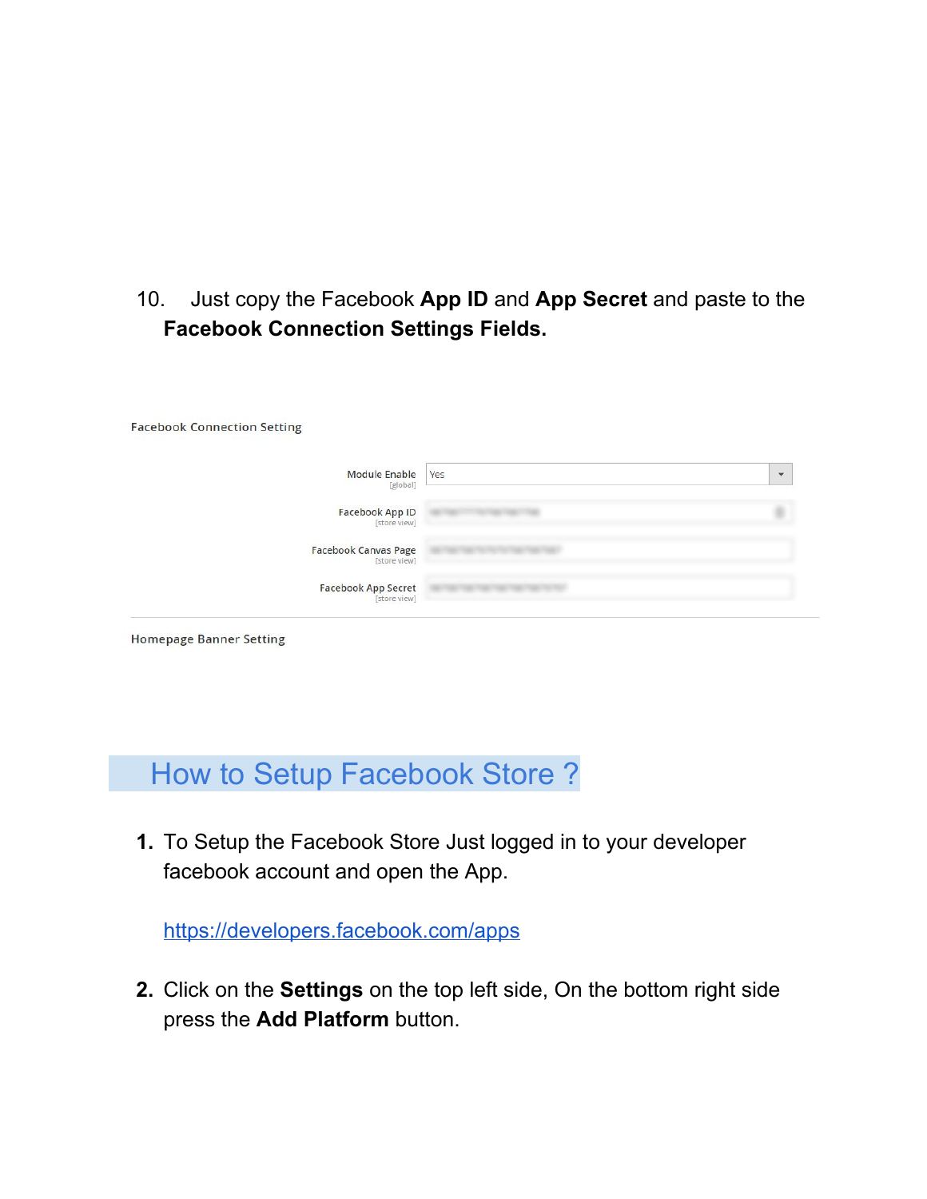10. Just copy the Facebook **App ID** and **App Secret** and paste to the **Facebook Connection Settings Fields.**

Facebook Connection Setting

| | |
|---|---|
| Module Enable [global] | Yes |
| Facebook App ID [store view] | |
| Facebook Canvas Page [store view] | |
| Facebook App Secret [store view] | |

Homepage Banner Setting

## How to Setup Facebook Store ?

1. To Setup the Facebook Store Just logged in to your developer facebook account and open the App.

   https://developers.facebook.com/apps

2. Click on the **Settings** on the top left side, On the bottom right side press the **Add Platform** button.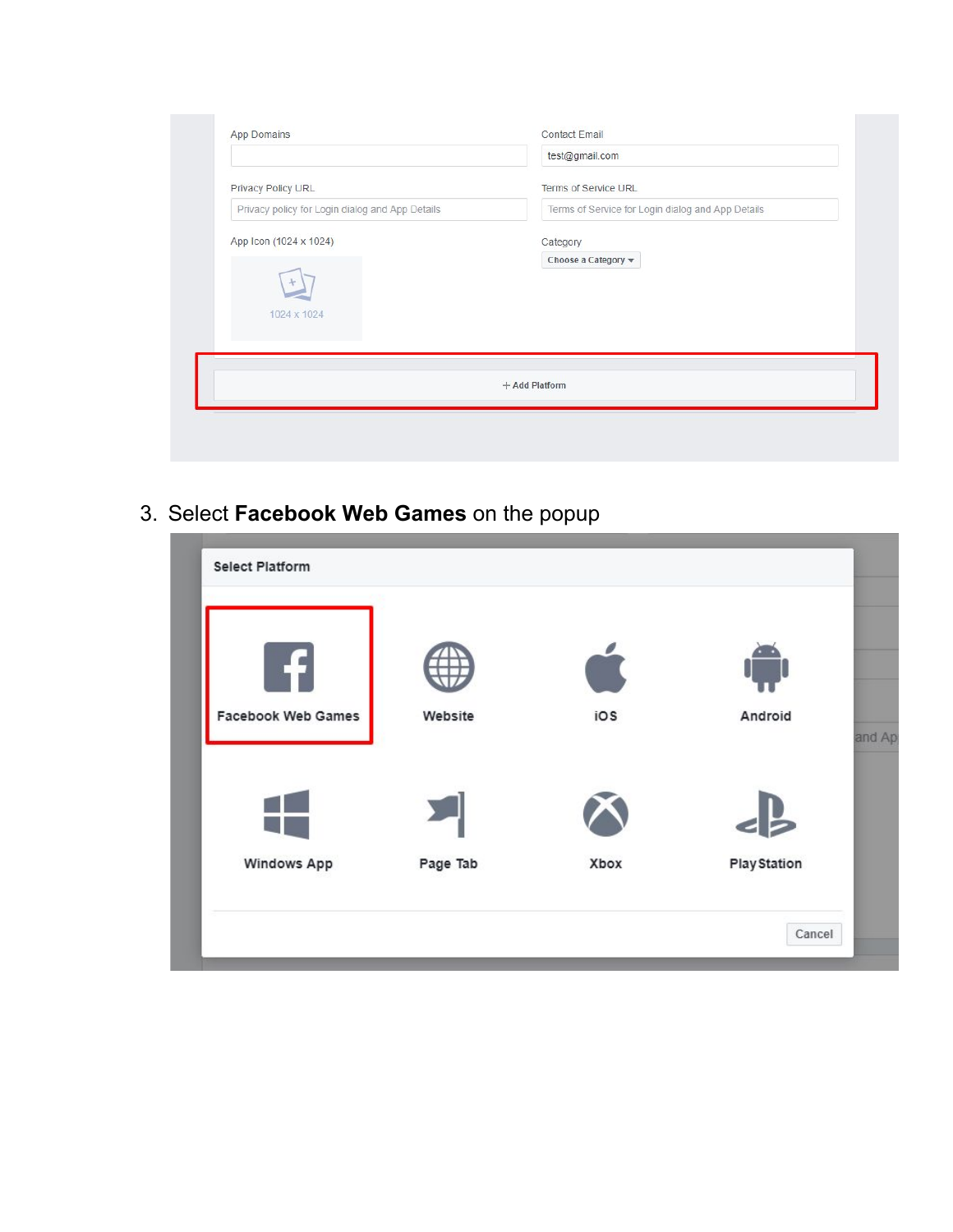3. Select **Facebook Web Games** on the popup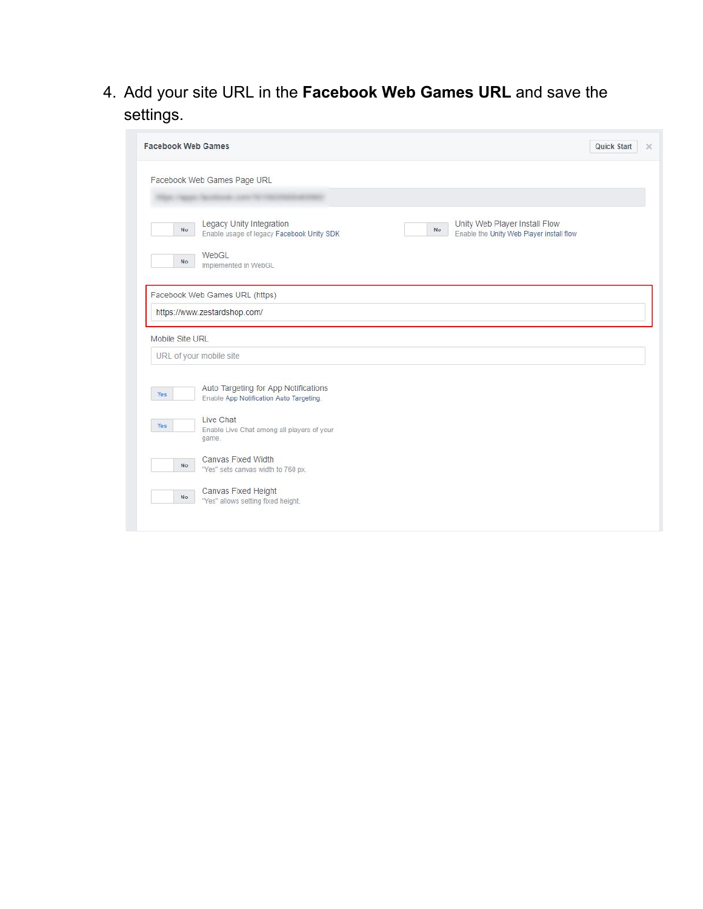4. Add your site URL in the **Facebook Web Games URL** and save the settings.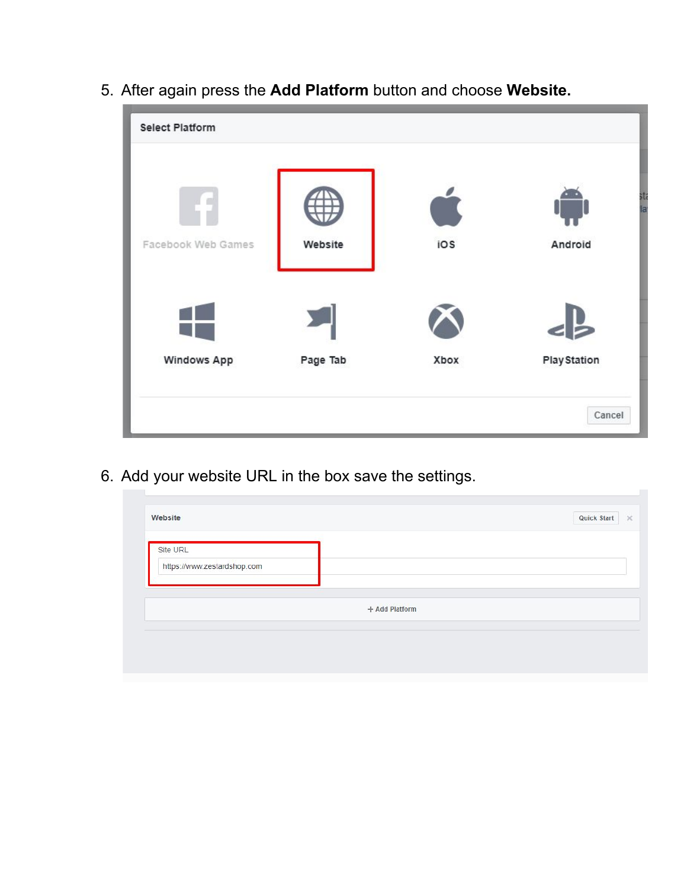5. After again press the **Add Platform** button and choose **Website.**

6. Add your website URL in the box save the settings.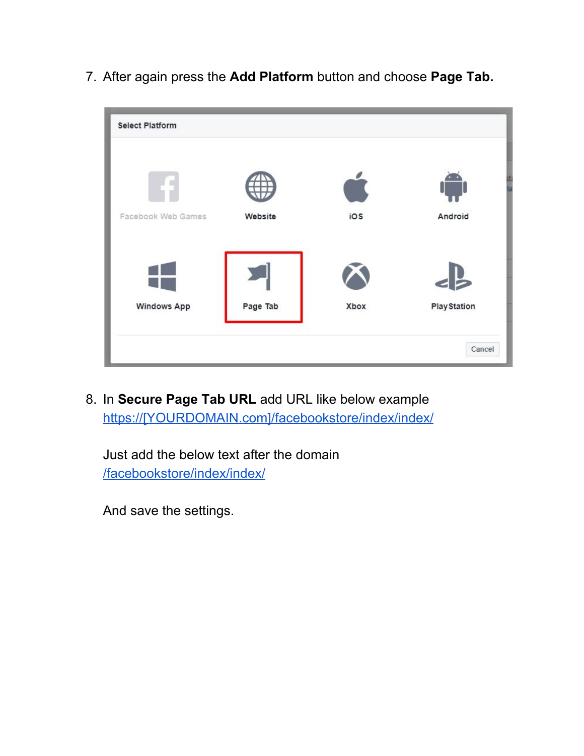7. After again press the **Add Platform** button and choose **Page Tab.**

8. In **Secure Page Tab URL** add URL like below example https://[YOURDOMAIN.com]/facebookstore/index/index/

   Just add the below text after the domain /facebookstore/index/index/

   And save the settings.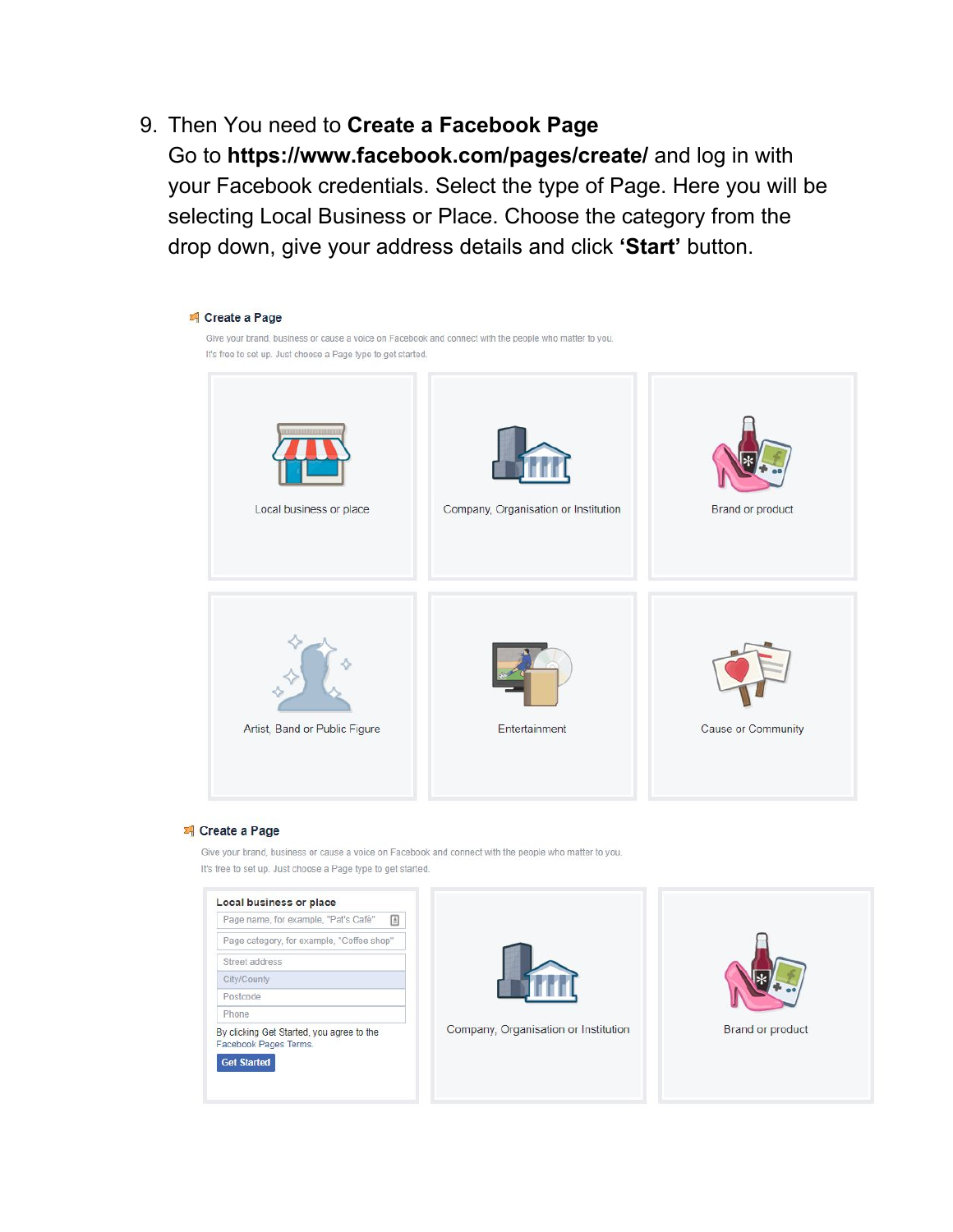9. Then You need to **Create a Facebook Page**
   Go to **https://www.facebook.com/pages/create/** and log in with your Facebook credentials. Select the type of Page. Here you will be selecting Local Business or Place. Choose the category from the drop down, give your address details and click **'Start'** button.

**Create a Page**

Give your brand, business or cause a voice on Facebook and connect with the people who matter to you.
It's free to set up. Just choose a Page type to get started.

- Local business or place
- Company, Organisation or Institution
- Brand or product
- Artist, Band or Public Figure
- Entertainment
- Cause or Community

**Create a Page**

Give your brand, business or cause a voice on Facebook and connect with the people who matter to you.
It's free to set up. Just choose a Page type to get started.

**Local business or place**

- Page name, for example, "Pat's Café"
- Page category, for example, "Coffee shop"
- Street address
- City/County
- Postcode
- Phone

By clicking Get Started, you agree to the Facebook Pages Terms.

Get Started

Company, Organisation or Institution

Brand or product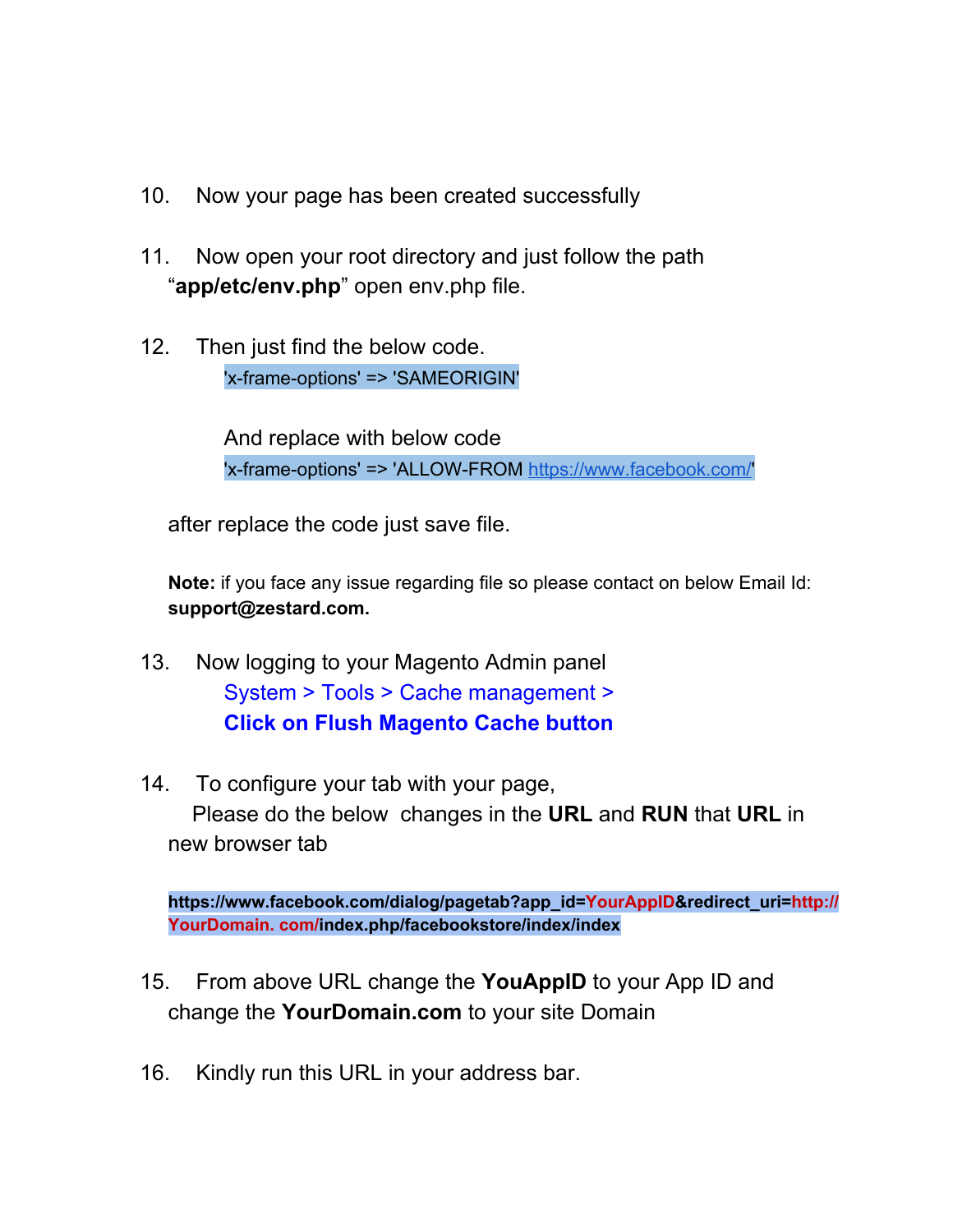10. Now your page has been created successfully

11. Now open your root directory and just follow the path "**app/etc/env.php**" open env.php file.

12. Then just find the below code.

    ```
    'x-frame-options' => 'SAMEORIGIN'
    ```

    And replace with below code

    ```
    'x-frame-options' => 'ALLOW-FROM https://www.facebook.com/'
    ```

    after replace the code just save file.

    **Note:** if you face any issue regarding file so please contact on below Email Id: **support@zestard.com.**

13. Now logging to your Magento Admin panel

    System > Tools > Cache management >
    **Click on Flush Magento Cache button**

14. To configure your tab with your page,
    Please do the below changes in the **URL** and **RUN** that **URL** in new browser tab

    **https://www.facebook.com/dialog/pagetab?app_id=YourAppID&redirect_uri=http://YourDomain. com/index.php/facebookstore/index/index**

15. From above URL change the **YouAppID** to your App ID and change the **YourDomain.com** to your site Domain

16. Kindly run this URL in your address bar.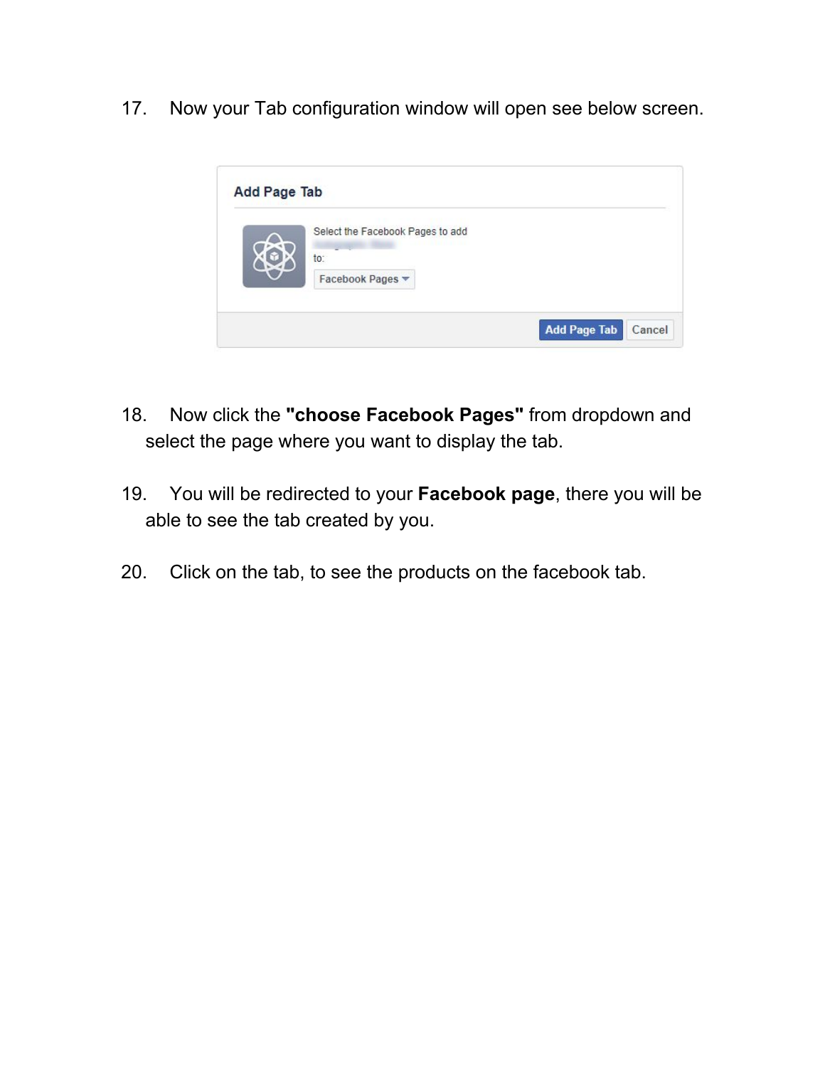17. Now your Tab configuration window will open see below screen.

18. Now click the **"choose Facebook Pages"** from dropdown and select the page where you want to display the tab.

19. You will be redirected to your **Facebook page**, there you will be able to see the tab created by you.

20. Click on the tab, to see the products on the facebook tab.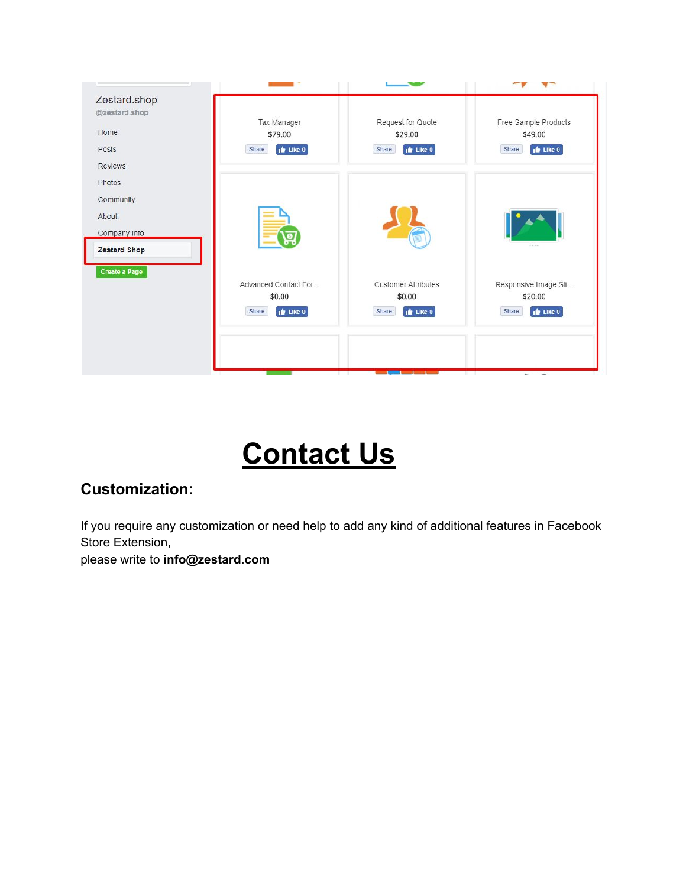## Contact Us

### Customization:

If you require any customization or need help to add any kind of additional features in Facebook Store Extension,
please write to **info@zestard.com**